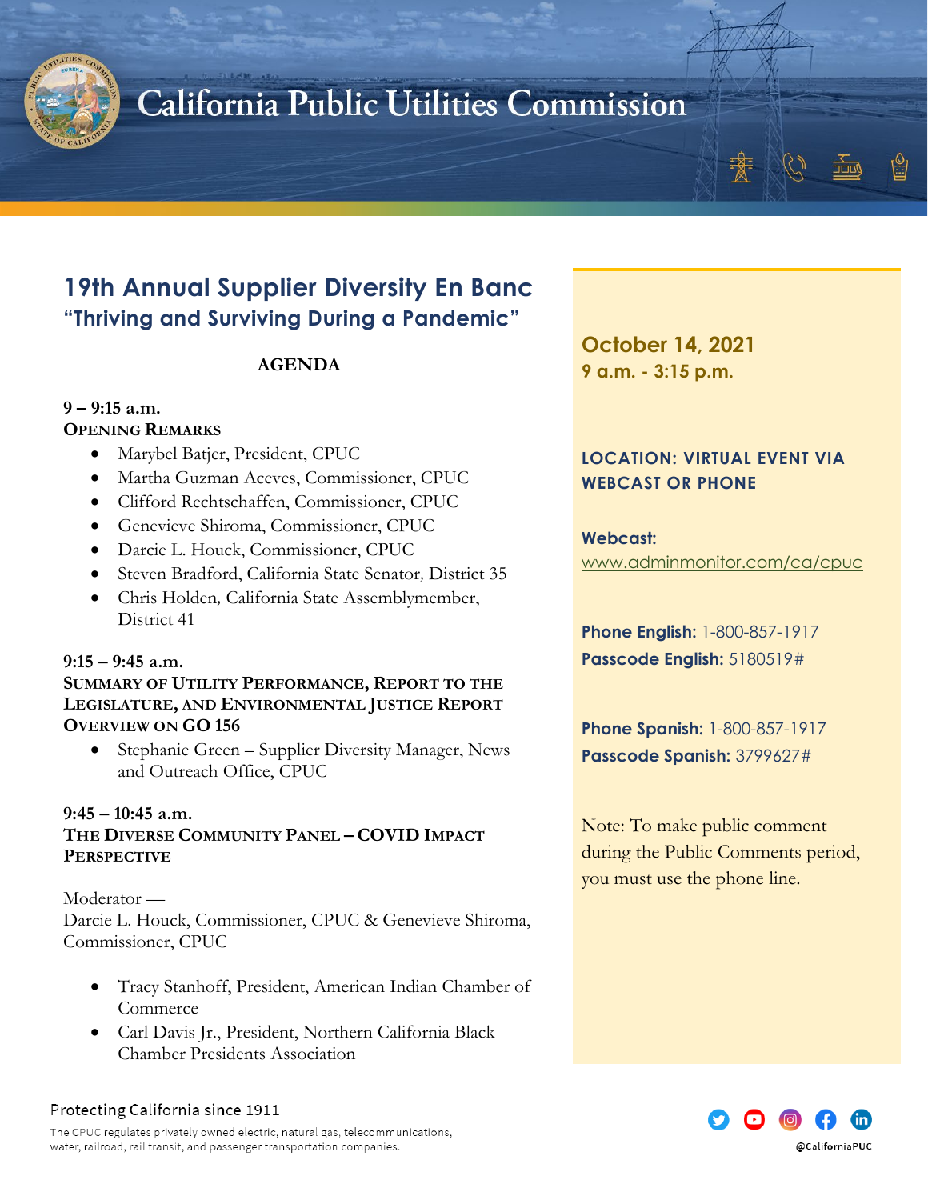# California Public Utilities Commission

## 19th Annual Supplier Diversity En Banc

### "Thriving and Surviving During a Pandemic"

**AGENDA**

**9 – 9:15 a.m.**
**OPENING REMARKS**

- Marybel Batjer, President, CPUC
- Martha Guzman Aceves, Commissioner, CPUC
- Clifford Rechtschaffen, Commissioner, CPUC
- Genevieve Shiroma, Commissioner, CPUC
- Darcie L. Houck, Commissioner, CPUC
- Steven Bradford, California State Senator, District 35
- Chris Holden, California State Assemblymember, District 41

**9:15 – 9:45 a.m.**
**SUMMARY OF UTILITY PERFORMANCE, REPORT TO THE LEGISLATURE, AND ENVIRONMENTAL JUSTICE REPORT OVERVIEW ON GO 156**

- Stephanie Green – Supplier Diversity Manager, News and Outreach Office, CPUC

**9:45 – 10:45 a.m.**
**THE DIVERSE COMMUNITY PANEL – COVID IMPACT PERSPECTIVE**

Moderator —
Darcie L. Houck, Commissioner, CPUC & Genevieve Shiroma, Commissioner, CPUC

- Tracy Stanhoff, President, American Indian Chamber of Commerce
- Carl Davis Jr., President, Northern California Black Chamber Presidents Association

**October 14, 2021**
**9 a.m. - 3:15 p.m.**

**LOCATION: VIRTUAL EVENT VIA WEBCAST OR PHONE**

**Webcast:** www.adminmonitor.com/ca/cpuc

**Phone English:** 1-800-857-1917
**Passcode English:** 5180519#

**Phone Spanish:** 1-800-857-1917
**Passcode Spanish:** 3799627#

Note: To make public comment during the Public Comments period, you must use the phone line.

Protecting California since 1911

The CPUC regulates privately owned electric, natural gas, telecommunications, water, railroad, rail transit, and passenger transportation companies.

@CaliforniaPUC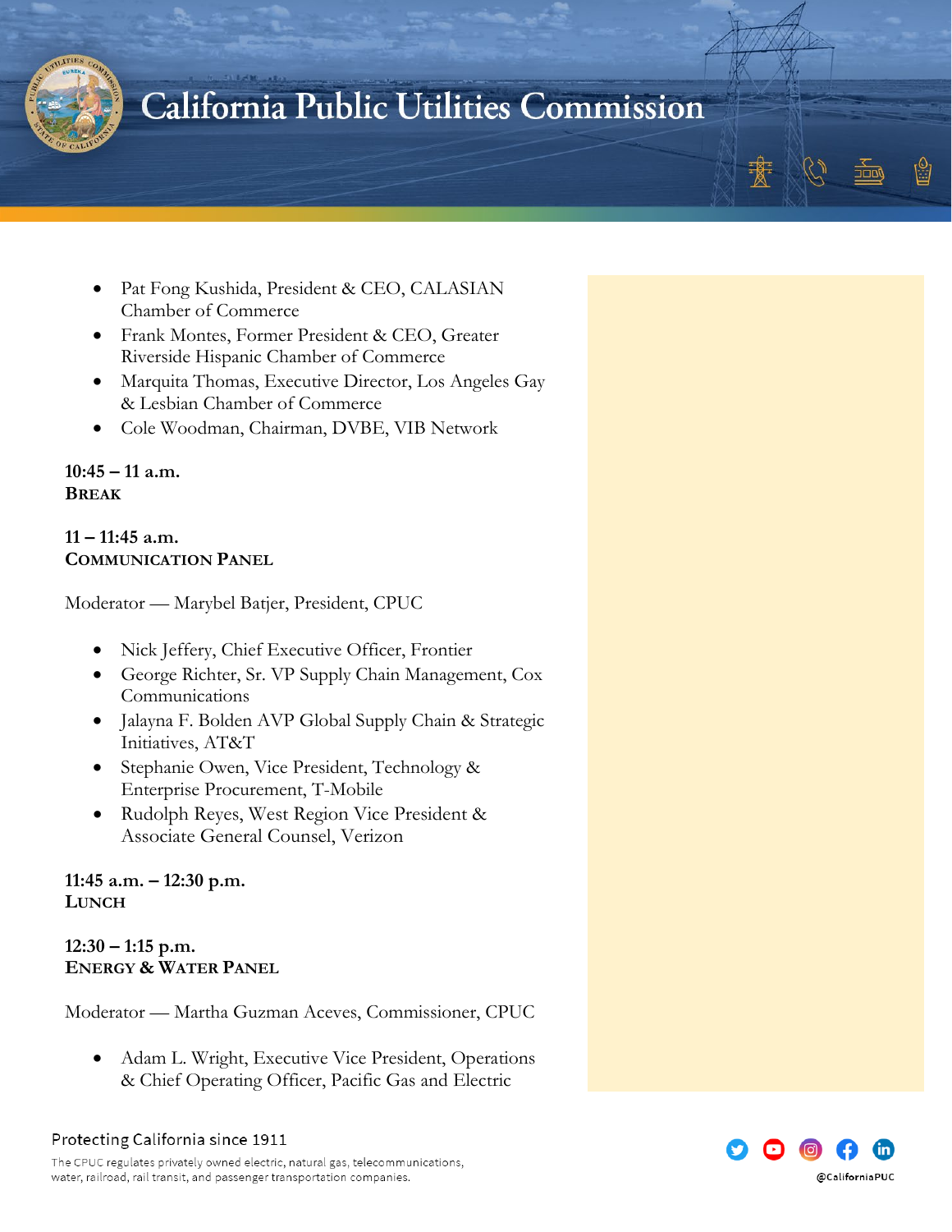- Pat Fong Kushida, President & CEO, CALASIAN Chamber of Commerce
- Frank Montes, Former President & CEO, Greater Riverside Hispanic Chamber of Commerce
- Marquita Thomas, Executive Director, Los Angeles Gay & Lesbian Chamber of Commerce
- Cole Woodman, Chairman, DVBE, VIB Network

**10:45 – 11 a.m.**
**BREAK**

**11 – 11:45 a.m.**
**COMMUNICATION PANEL**

Moderator — Marybel Batjer, President, CPUC

- Nick Jeffery, Chief Executive Officer, Frontier
- George Richter, Sr. VP Supply Chain Management, Cox Communications
- Jalayna F. Bolden AVP Global Supply Chain & Strategic Initiatives, AT&T
- Stephanie Owen, Vice President, Technology & Enterprise Procurement, T-Mobile
- Rudolph Reyes, West Region Vice President & Associate General Counsel, Verizon

**11:45 a.m. – 12:30 p.m.**
**LUNCH**

**12:30 – 1:15 p.m.**
**ENERGY & WATER PANEL**

Moderator — Martha Guzman Aceves, Commissioner, CPUC

- Adam L. Wright, Executive Vice President, Operations & Chief Operating Officer, Pacific Gas and Electric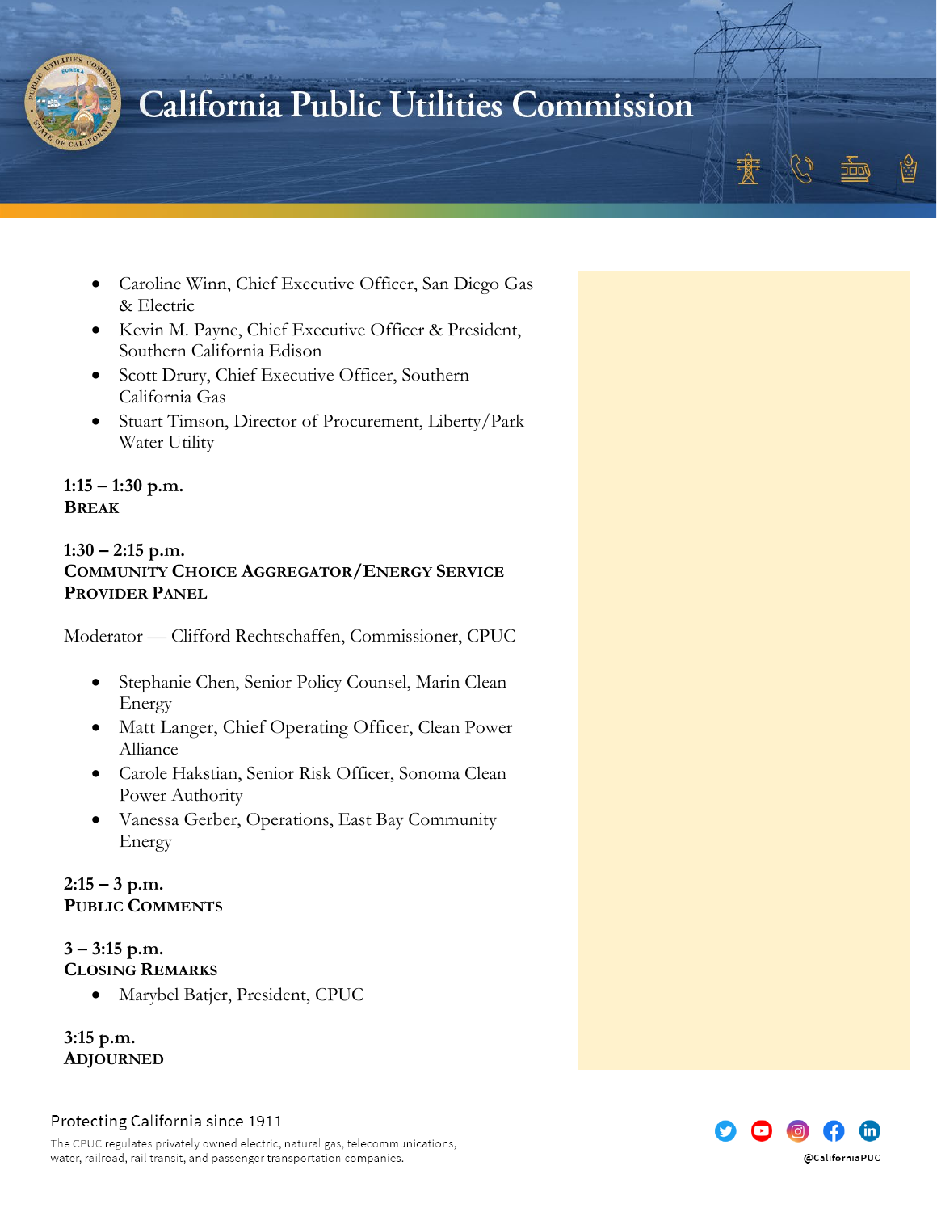- Caroline Winn, Chief Executive Officer, San Diego Gas & Electric
- Kevin M. Payne, Chief Executive Officer & President, Southern California Edison
- Scott Drury, Chief Executive Officer, Southern California Gas
- Stuart Timson, Director of Procurement, Liberty/Park Water Utility

**1:15 – 1:30 p.m.**
**BREAK**

**1:30 – 2:15 p.m.**
**COMMUNITY CHOICE AGGREGATOR/ENERGY SERVICE PROVIDER PANEL**

Moderator — Clifford Rechtschaffen, Commissioner, CPUC

- Stephanie Chen, Senior Policy Counsel, Marin Clean Energy
- Matt Langer, Chief Operating Officer, Clean Power Alliance
- Carole Hakstian, Senior Risk Officer, Sonoma Clean Power Authority
- Vanessa Gerber, Operations, East Bay Community Energy

**2:15 – 3 p.m.**
**PUBLIC COMMENTS**

**3 – 3:15 p.m.**
**CLOSING REMARKS**

- Marybel Batjer, President, CPUC

**3:15 p.m.**
**ADJOURNED**